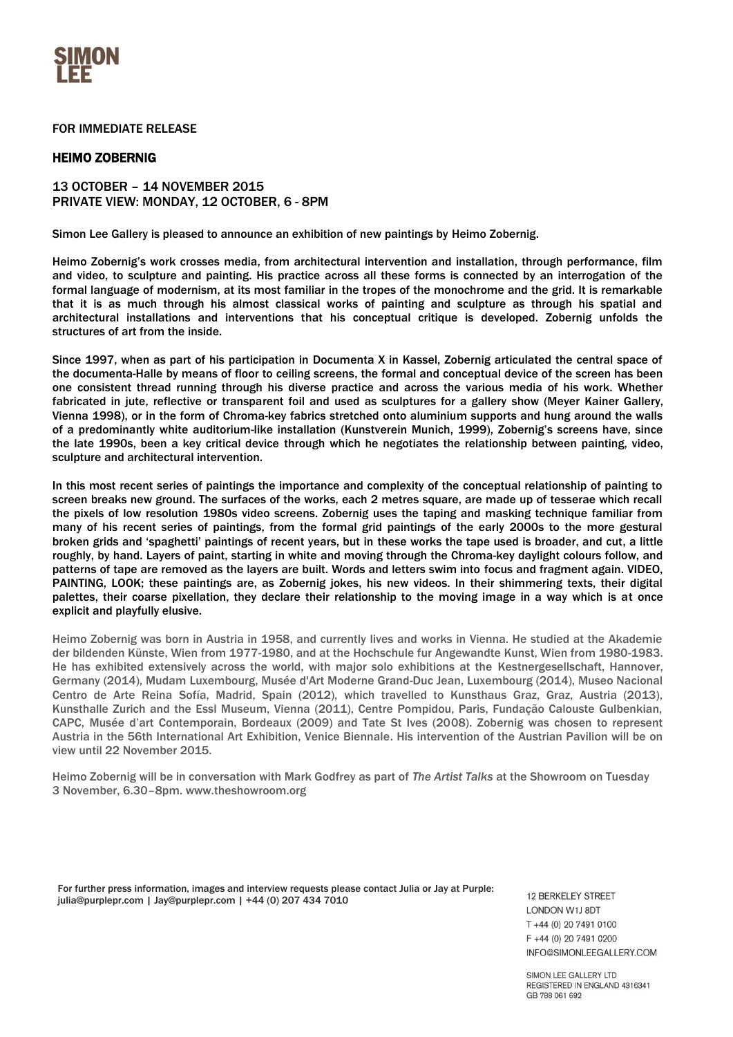SIMON LEE

FOR IMMEDIATE RELEASE

# HEIMO ZOBERNIG

13 OCTOBER – 14 NOVEMBER 2015
PRIVATE VIEW: MONDAY, 12 OCTOBER, 6 - 8PM

Simon Lee Gallery is pleased to announce an exhibition of new paintings by Heimo Zobernig.

Heimo Zobernig's work crosses media, from architectural intervention and installation, through performance, film and video, to sculpture and painting. His practice across all these forms is connected by an interrogation of the formal language of modernism, at its most familiar in the tropes of the monochrome and the grid. It is remarkable that it is as much through his almost classical works of painting and sculpture as through his spatial and architectural installations and interventions that his conceptual critique is developed. Zobernig unfolds the structures of art from the inside.

Since 1997, when as part of his participation in Documenta X in Kassel, Zobernig articulated the central space of the documenta-Halle by means of floor to ceiling screens, the formal and conceptual device of the screen has been one consistent thread running through his diverse practice and across the various media of his work. Whether fabricated in jute, reflective or transparent foil and used as sculptures for a gallery show (Meyer Kainer Gallery, Vienna 1998), or in the form of Chroma-key fabrics stretched onto aluminium supports and hung around the walls of a predominantly white auditorium-like installation (Kunstverein Munich, 1999), Zobernig's screens have, since the late 1990s, been a key critical device through which he negotiates the relationship between painting, video, sculpture and architectural intervention.

In this most recent series of paintings the importance and complexity of the conceptual relationship of painting to screen breaks new ground. The surfaces of the works, each 2 metres square, are made up of tesserae which recall the pixels of low resolution 1980s video screens. Zobernig uses the taping and masking technique familiar from many of his recent series of paintings, from the formal grid paintings of the early 2000s to the more gestural broken grids and 'spaghetti' paintings of recent years, but in these works the tape used is broader, and cut, a little roughly, by hand. Layers of paint, starting in white and moving through the Chroma-key daylight colours follow, and patterns of tape are removed as the layers are built. Words and letters swim into focus and fragment again. VIDEO, PAINTING, LOOK; these paintings are, as Zobernig jokes, his new videos. In their shimmering texts, their digital palettes, their coarse pixellation, they declare their relationship to the moving image in a way which is at once explicit and playfully elusive.

Heimo Zobernig was born in Austria in 1958, and currently lives and works in Vienna. He studied at the Akademie der bildenden Künste, Wien from 1977-1980, and at the Hochschule fur Angewandte Kunst, Wien from 1980-1983. He has exhibited extensively across the world, with major solo exhibitions at the Kestnergesellschaft, Hannover, Germany (2014), Mudam Luxembourg, Musée d'Art Moderne Grand-Duc Jean, Luxembourg (2014), Museo Nacional Centro de Arte Reina Sofía, Madrid, Spain (2012), which travelled to Kunsthaus Graz, Graz, Austria (2013), Kunsthalle Zurich and the Essl Museum, Vienna (2011), Centre Pompidou, Paris, Fundação Calouste Gulbenkian, CAPC, Musée d'art Contemporain, Bordeaux (2009) and Tate St Ives (2008). Zobernig was chosen to represent Austria in the 56th International Art Exhibition, Venice Biennale. His intervention of the Austrian Pavilion will be on view until 22 November 2015.

Heimo Zobernig will be in conversation with Mark Godfrey as part of *The Artist Talks* at the Showroom on Tuesday 3 November, 6.30–8pm. www.theshowroom.org

For further press information, images and interview requests please contact Julia or Jay at Purple: julia@purplepr.com | Jay@purplepr.com | +44 (0) 207 434 7010

12 BERKELEY STREET
LONDON W1J 8DT
T +44 (0) 20 7491 0100
F +44 (0) 20 7491 0200
INFO@SIMONLEEGALLERY.COM

SIMON LEE GALLERY LTD
REGISTERED IN ENGLAND 4316341
GB 788 061 692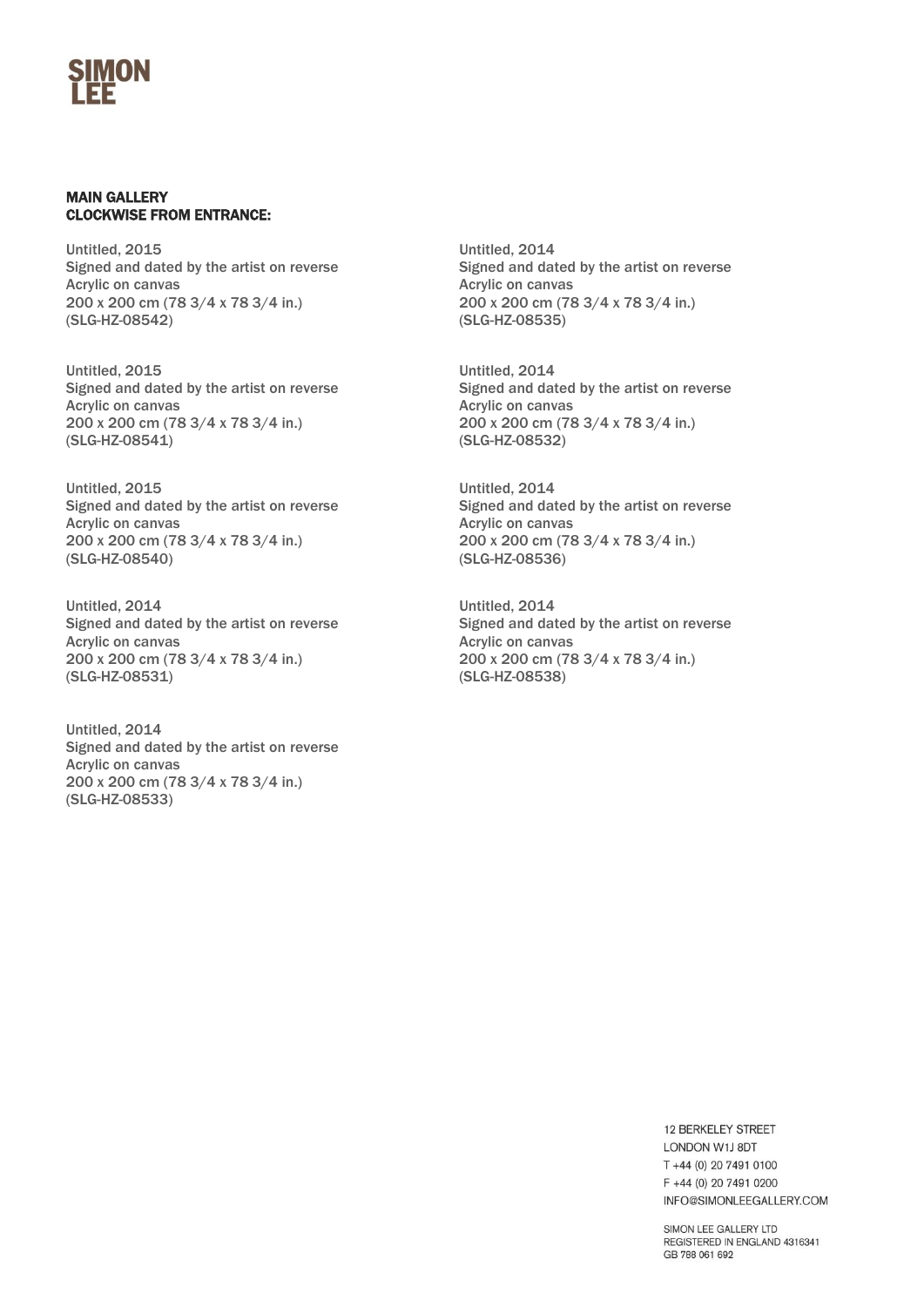SIMON
LEE

**MAIN GALLERY**
**CLOCKWISE FROM ENTRANCE:**

Untitled, 2015
Signed and dated by the artist on reverse
Acrylic on canvas
200 x 200 cm (78 3/4 x 78 3/4 in.)
(SLG-HZ-08542)

Untitled, 2015
Signed and dated by the artist on reverse
Acrylic on canvas
200 x 200 cm (78 3/4 x 78 3/4 in.)
(SLG-HZ-08541)

Untitled, 2015
Signed and dated by the artist on reverse
Acrylic on canvas
200 x 200 cm (78 3/4 x 78 3/4 in.)
(SLG-HZ-08540)

Untitled, 2014
Signed and dated by the artist on reverse
Acrylic on canvas
200 x 200 cm (78 3/4 x 78 3/4 in.)
(SLG-HZ-08531)

Untitled, 2014
Signed and dated by the artist on reverse
Acrylic on canvas
200 x 200 cm (78 3/4 x 78 3/4 in.)
(SLG-HZ-08533)

Untitled, 2014
Signed and dated by the artist on reverse
Acrylic on canvas
200 x 200 cm (78 3/4 x 78 3/4 in.)
(SLG-HZ-08535)

Untitled, 2014
Signed and dated by the artist on reverse
Acrylic on canvas
200 x 200 cm (78 3/4 x 78 3/4 in.)
(SLG-HZ-08532)

Untitled, 2014
Signed and dated by the artist on reverse
Acrylic on canvas
200 x 200 cm (78 3/4 x 78 3/4 in.)
(SLG-HZ-08536)

Untitled, 2014
Signed and dated by the artist on reverse
Acrylic on canvas
200 x 200 cm (78 3/4 x 78 3/4 in.)
(SLG-HZ-08538)

12 BERKELEY STREET
LONDON W1J 8DT
T +44 (0) 20 7491 0100
F +44 (0) 20 7491 0200
INFO@SIMONLEEGALLERY.COM

SIMON LEE GALLERY LTD
REGISTERED IN ENGLAND 4316341
GB 788 061 692